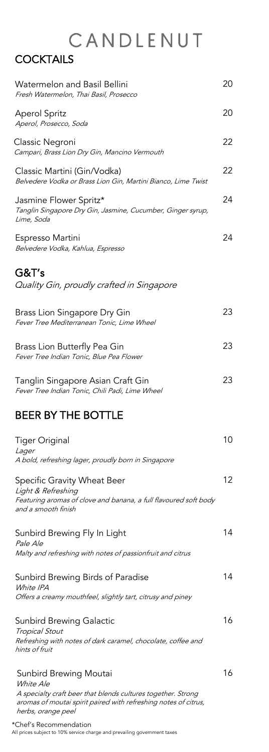# CANDLENUT

## COCKTAILS

| Item | Price |
|---|---|
| Watermelon and Basil Bellini<br>*Fresh Watermelon, Thai Basil, Prosecco* | 20 |
| Aperol Spritz<br>*Aperol, Prosecco, Soda* | 20 |
| Classic Negroni<br>*Campari, Brass Lion Dry Gin, Mancino Vermouth* | 22 |
| Classic Martini (Gin/Vodka)<br>*Belvedere Vodka or Brass Lion Gin, Martini Bianco, Lime Twist* | 22 |
| Jasmine Flower Spritz*<br>*Tanglin Singapore Dry Gin, Jasmine, Cucumber, Ginger syrup, Lime, Soda* | 24 |
| Espresso Martini<br>*Belvedere Vodka, Kahlua, Espresso* | 24 |

## G&T's

*Quality Gin, proudly crafted in Singapore*

| Item | Price |
|---|---|
| Brass Lion Singapore Dry Gin<br>*Fever Tree Mediterranean Tonic, Lime Wheel* | 23 |
| Brass Lion Butterfly Pea Gin<br>*Fever Tree Indian Tonic, Blue Pea Flower* | 23 |
| Tanglin Singapore Asian Craft Gin<br>*Fever Tree Indian Tonic, Chili Padi, Lime Wheel* | 23 |

## BEER BY THE BOTTLE

| Item | Price |
|---|---|
| Tiger Original<br>*Lager*<br>*A bold, refreshing lager, proudly born in Singapore* | 10 |
| Specific Gravity Wheat Beer<br>*Light & Refreshing*<br>*Featuring aromas of clove and banana, a full flavoured soft body and a smooth finish* | 12 |
| Sunbird Brewing Fly In Light<br>*Pale Ale*<br>*Malty and refreshing with notes of passionfruit and citrus* | 14 |
| Sunbird Brewing Birds of Paradise<br>*White IPA*<br>*Offers a creamy mouthfeel, slightly tart, citrusy and piney* | 14 |
| Sunbird Brewing Galactic<br>*Tropical Stout*<br>*Refreshing with notes of dark caramel, chocolate, coffee and hints of fruit* | 16 |
| Sunbird Brewing Moutai<br>*White Ale*<br>*A specialty craft beer that blends cultures together. Strong aromas of moutai spirit paired with refreshing notes of citrus, herbs, orange peel* | 16 |

*Chef's Recommendation

All prices subject to 10% service charge and prevailing government taxes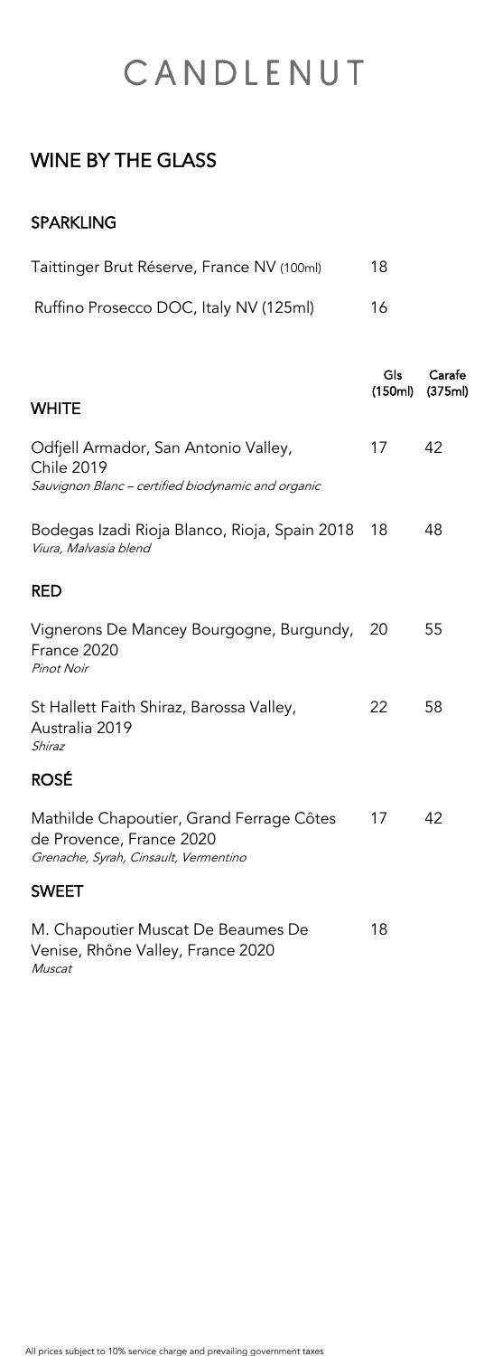# CANDLENUT

## WINE BY THE GLASS

### SPARKLING

| | |
|---|---|
| Taittinger Brut Réserve, France NV (100ml) | 18 |
| Ruffino Prosecco DOC, Italy NV (125ml) | 16 |

| | Gls (150ml) | Carafe (375ml) |
|---|---|---|
| **WHITE** | | |
| Odfjell Armador, San Antonio Valley, Chile 2019<br>*Sauvignon Blanc – certified biodynamic and organic* | 17 | 42 |
| Bodegas Izadi Rioja Blanco, Rioja, Spain 2018<br>*Viura, Malvasia blend* | 18 | 48 |
| **RED** | | |
| Vignerons De Mancey Bourgogne, Burgundy, France 2020<br>*Pinot Noir* | 20 | 55 |
| St Hallett Faith Shiraz, Barossa Valley, Australia 2019<br>*Shiraz* | 22 | 58 |
| **ROSÉ** | | |
| Mathilde Chapoutier, Grand Ferrage Côtes de Provence, France 2020<br>*Grenache, Syrah, Cinsault, Vermentino* | 17 | 42 |
| **SWEET** | | |
| M. Chapoutier Muscat De Beaumes De Venise, Rhône Valley, France 2020<br>*Muscat* | 18 | |

All prices subject to 10% service charge and prevailing government taxes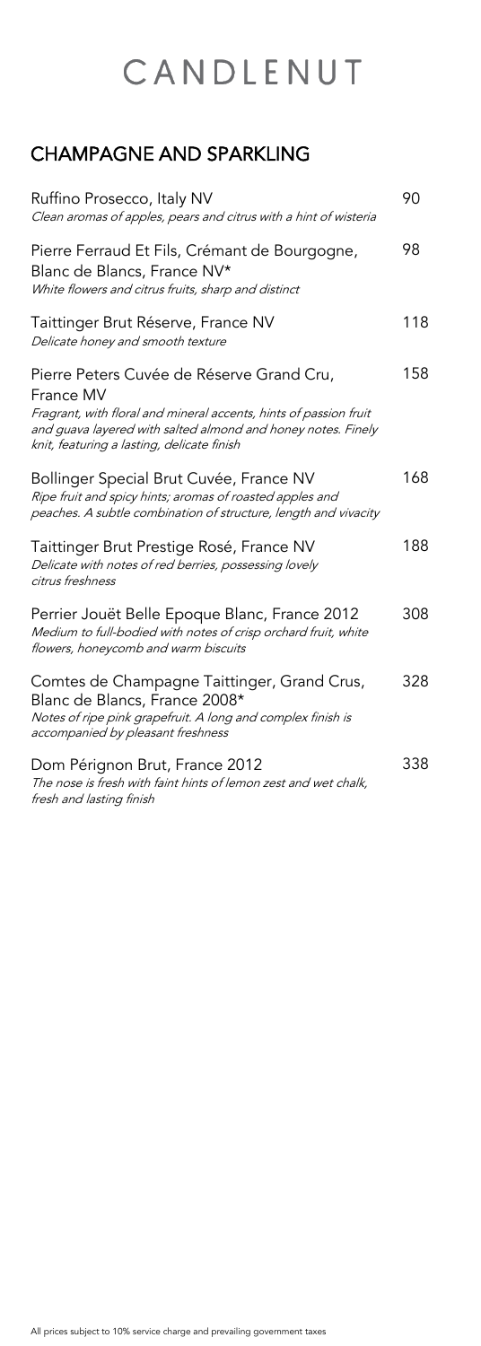# CANDLENUT

## CHAMPAGNE AND SPARKLING

Ruffino Prosecco, Italy NV — 90
*Clean aromas of apples, pears and citrus with a hint of wisteria*

Pierre Ferraud Et Fils, Crémant de Bourgogne, Blanc de Blancs, France NV* — 98
*White flowers and citrus fruits, sharp and distinct*

Taittinger Brut Réserve, France NV — 118
*Delicate honey and smooth texture*

Pierre Peters Cuvée de Réserve Grand Cru, France MV — 158
*Fragrant, with floral and mineral accents, hints of passion fruit and guava layered with salted almond and honey notes. Finely knit, featuring a lasting, delicate finish*

Bollinger Special Brut Cuvée, France NV — 168
*Ripe fruit and spicy hints; aromas of roasted apples and peaches. A subtle combination of structure, length and vivacity*

Taittinger Brut Prestige Rosé, France NV — 188
*Delicate with notes of red berries, possessing lovely citrus freshness*

Perrier Jouët Belle Epoque Blanc, France 2012 — 308
*Medium to full-bodied with notes of crisp orchard fruit, white flowers, honeycomb and warm biscuits*

Comtes de Champagne Taittinger, Grand Crus, Blanc de Blancs, France 2008* — 328
*Notes of ripe pink grapefruit. A long and complex finish is accompanied by pleasant freshness*

Dom Pérignon Brut, France 2012 — 338
*The nose is fresh with faint hints of lemon zest and wet chalk, fresh and lasting finish*

All prices subject to 10% service charge and prevailing government taxes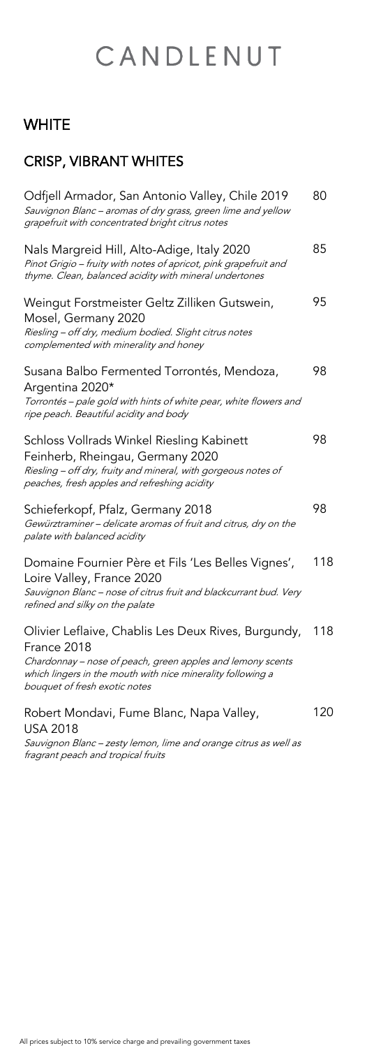# CANDLENUT

## WHITE

## CRISP, VIBRANT WHITES

Odfjell Armador, San Antonio Valley, Chile 2019 — 80
*Sauvignon Blanc – aromas of dry grass, green lime and yellow grapefruit with concentrated bright citrus notes*

Nals Margreid Hill, Alto-Adige, Italy 2020 — 85
*Pinot Grigio – fruity with notes of apricot, pink grapefruit and thyme. Clean, balanced acidity with mineral undertones*

Weingut Forstmeister Geltz Zilliken Gutswein, Mosel, Germany 2020 — 95
*Riesling – off dry, medium bodied. Slight citrus notes complemented with minerality and honey*

Susana Balbo Fermented Torrontés, Mendoza, Argentina 2020* — 98
*Torrontés – pale gold with hints of white pear, white flowers and ripe peach. Beautiful acidity and body*

Schloss Vollrads Winkel Riesling Kabinett Feinherb, Rheingau, Germany 2020 — 98
*Riesling – off dry, fruity and mineral, with gorgeous notes of peaches, fresh apples and refreshing acidity*

Schieferkopf, Pfalz, Germany 2018 — 98
*Gewürztraminer – delicate aromas of fruit and citrus, dry on the palate with balanced acidity*

Domaine Fournier Père et Fils 'Les Belles Vignes', Loire Valley, France 2020 — 118
*Sauvignon Blanc – nose of citrus fruit and blackcurrant bud. Very refined and silky on the palate*

Olivier Leflaive, Chablis Les Deux Rives, Burgundy, France 2018 — 118
*Chardonnay – nose of peach, green apples and lemony scents which lingers in the mouth with nice minerality following a bouquet of fresh exotic notes*

Robert Mondavi, Fume Blanc, Napa Valley, USA 2018 — 120
*Sauvignon Blanc – zesty lemon, lime and orange citrus as well as fragrant peach and tropical fruits*

All prices subject to 10% service charge and prevailing government taxes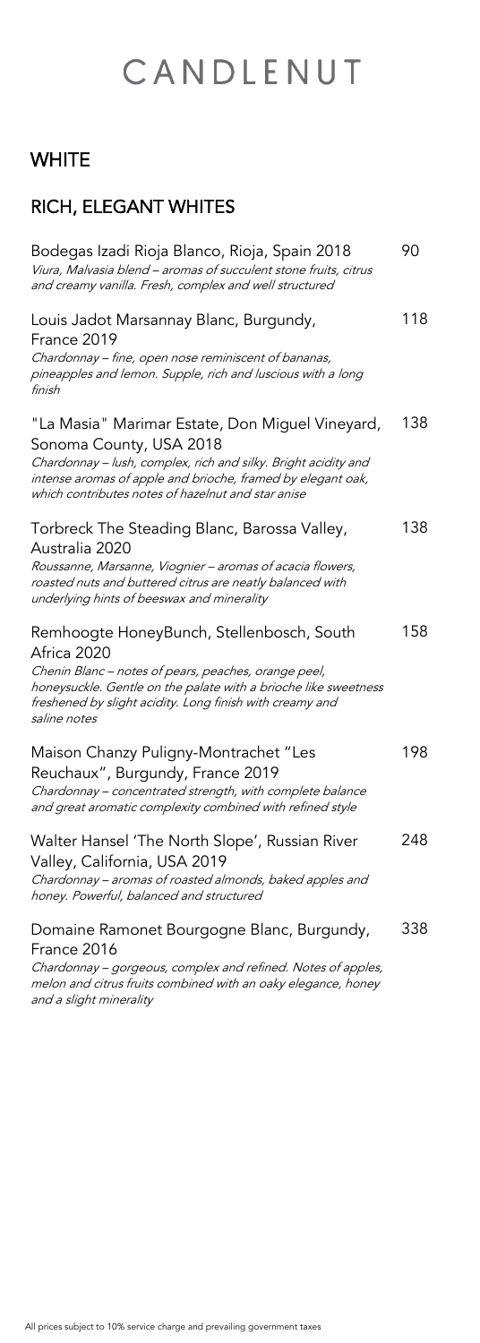# CANDLENUT

## WHITE

## RICH, ELEGANT WHITES

Bodegas Izadi Rioja Blanco, Rioja, Spain 2018 — 90
*Viura, Malvasia blend – aromas of succulent stone fruits, citrus and creamy vanilla. Fresh, complex and well structured*

Louis Jadot Marsannay Blanc, Burgundy, France 2019 — 118
*Chardonnay – fine, open nose reminiscent of bananas, pineapples and lemon. Supple, rich and luscious with a long finish*

"La Masia" Marimar Estate, Don Miguel Vineyard, Sonoma County, USA 2018 — 138
*Chardonnay – lush, complex, rich and silky. Bright acidity and intense aromas of apple and brioche, framed by elegant oak, which contributes notes of hazelnut and star anise*

Torbreck The Steading Blanc, Barossa Valley, Australia 2020 — 138
*Roussanne, Marsanne, Viognier – aromas of acacia flowers, roasted nuts and buttered citrus are neatly balanced with underlying hints of beeswax and minerality*

Remhoogte HoneyBunch, Stellenbosch, South Africa 2020 — 158
*Chenin Blanc – notes of pears, peaches, orange peel, honeysuckle. Gentle on the palate with a brioche like sweetness freshened by slight acidity. Long finish with creamy and saline notes*

Maison Chanzy Puligny-Montrachet "Les Reuchaux", Burgundy, France 2019 — 198
*Chardonnay – concentrated strength, with complete balance and great aromatic complexity combined with refined style*

Walter Hansel 'The North Slope', Russian River Valley, California, USA 2019 — 248
*Chardonnay – aromas of roasted almonds, baked apples and honey. Powerful, balanced and structured*

Domaine Ramonet Bourgogne Blanc, Burgundy, France 2016 — 338
*Chardonnay – gorgeous, complex and refined. Notes of apples, melon and citrus fruits combined with an oaky elegance, honey and a slight minerality*

All prices subject to 10% service charge and prevailing government taxes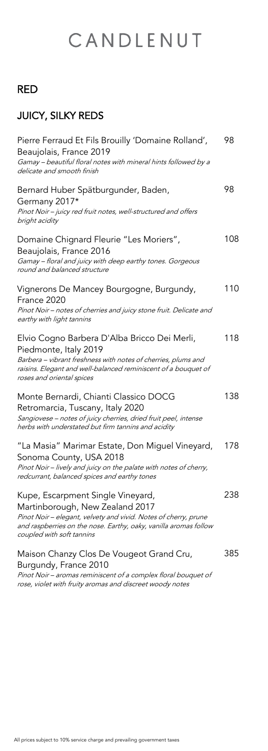# CANDLENUT

## RED

## JUICY, SILKY REDS

Pierre Ferraud Et Fils Brouilly 'Domaine Rolland', Beaujolais, France 2019 — 98
*Gamay – beautiful floral notes with mineral hints followed by a delicate and smooth finish*

Bernard Huber Spätburgunder, Baden, Germany 2017* — 98
*Pinot Noir – juicy red fruit notes, well-structured and offers bright acidity*

Domaine Chignard Fleurie "Les Moriers", Beaujolais, France 2016 — 108
*Gamay – floral and juicy with deep earthy tones. Gorgeous round and balanced structure*

Vignerons De Mancey Bourgogne, Burgundy, France 2020 — 110
*Pinot Noir – notes of cherries and juicy stone fruit. Delicate and earthy with light tannins*

Elvio Cogno Barbera D'Alba Bricco Dei Merli, Piedmonte, Italy 2019 — 118
*Barbera – vibrant freshness with notes of cherries, plums and raisins. Elegant and well-balanced reminiscent of a bouquet of roses and oriental spices*

Monte Bernardi, Chianti Classico DOCG Retromarcia, Tuscany, Italy 2020 — 138
*Sangiovese – notes of juicy cherries, dried fruit peel, intense herbs with understated but firm tannins and acidity*

"La Masia" Marimar Estate, Don Miguel Vineyard, Sonoma County, USA 2018 — 178
*Pinot Noir – lively and juicy on the palate with notes of cherry, redcurrant, balanced spices and earthy tones*

Kupe, Escarpment Single Vineyard, Martinborough, New Zealand 2017 — 238
*Pinot Noir – elegant, velvety and vivid. Notes of cherry, prune and raspberries on the nose. Earthy, oaky, vanilla aromas follow coupled with soft tannins*

Maison Chanzy Clos De Vougeot Grand Cru, Burgundy, France 2010 — 385
*Pinot Noir – aromas reminiscent of a complex floral bouquet of rose, violet with fruity aromas and discreet woody notes*

All prices subject to 10% service charge and prevailing government taxes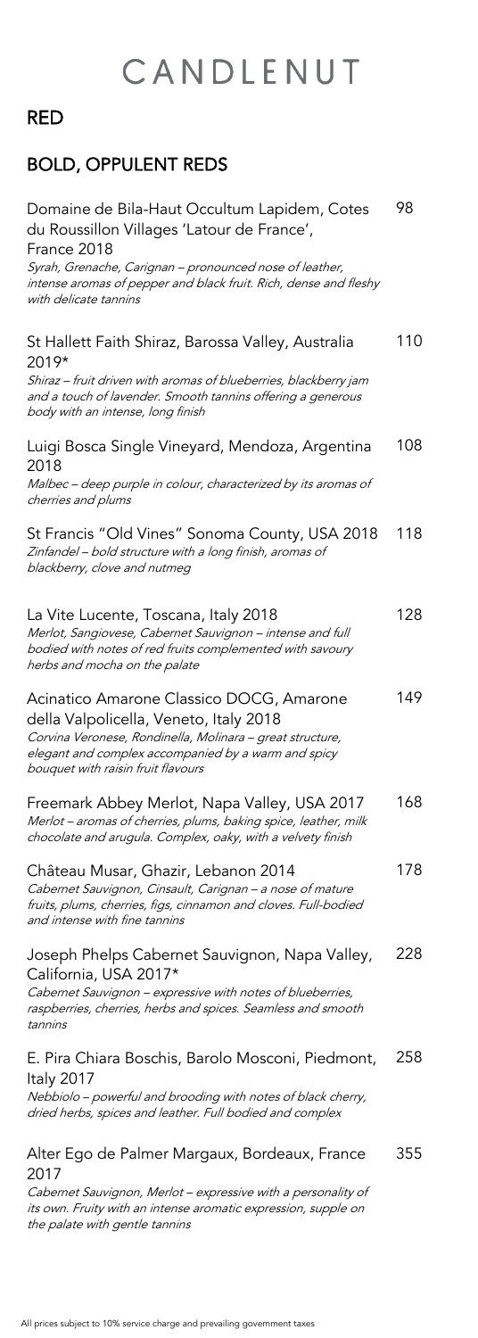# CANDLENUT

## RED

## BOLD, OPPULENT REDS

Domaine de Bila-Haut Occultum Lapidem, Cotes du Roussillon Villages 'Latour de France', France 2018 — 98
*Syrah, Grenache, Carignan – pronounced nose of leather, intense aromas of pepper and black fruit. Rich, dense and fleshy with delicate tannins*

St Hallett Faith Shiraz, Barossa Valley, Australia 2019* — 110
*Shiraz – fruit driven with aromas of blueberries, blackberry jam and a touch of lavender. Smooth tannins offering a generous body with an intense, long finish*

Luigi Bosca Single Vineyard, Mendoza, Argentina 2018 — 108
*Malbec – deep purple in colour, characterized by its aromas of cherries and plums*

St Francis "Old Vines" Sonoma County, USA 2018 — 118
*Zinfandel – bold structure with a long finish, aromas of blackberry, clove and nutmeg*

La Vite Lucente, Toscana, Italy 2018 — 128
*Merlot, Sangiovese, Cabernet Sauvignon – intense and full bodied with notes of red fruits complemented with savoury herbs and mocha on the palate*

Acinatico Amarone Classico DOCG, Amarone della Valpolicella, Veneto, Italy 2018 — 149
*Corvina Veronese, Rondinella, Molinara – great structure, elegant and complex accompanied by a warm and spicy bouquet with raisin fruit flavours*

Freemark Abbey Merlot, Napa Valley, USA 2017 — 168
*Merlot – aromas of cherries, plums, baking spice, leather, milk chocolate and arugula. Complex, oaky, with a velvety finish*

Château Musar, Ghazir, Lebanon 2014 — 178
*Cabernet Sauvignon, Cinsault, Carignan – a nose of mature fruits, plums, cherries, figs, cinnamon and cloves. Full-bodied and intense with fine tannins*

Joseph Phelps Cabernet Sauvignon, Napa Valley, California, USA 2017* — 228
*Cabernet Sauvignon – expressive with notes of blueberries, raspberries, cherries, herbs and spices. Seamless and smooth tannins*

E. Pira Chiara Boschis, Barolo Mosconi, Piedmont, Italy 2017 — 258
*Nebbiolo – powerful and brooding with notes of black cherry, dried herbs, spices and leather. Full bodied and complex*

Alter Ego de Palmer Margaux, Bordeaux, France 2017 — 355
*Cabernet Sauvignon, Merlot – expressive with a personality of its own. Fruity with an intense aromatic expression, supple on the palate with gentle tannins*

All prices subject to 10% service charge and prevailing government taxes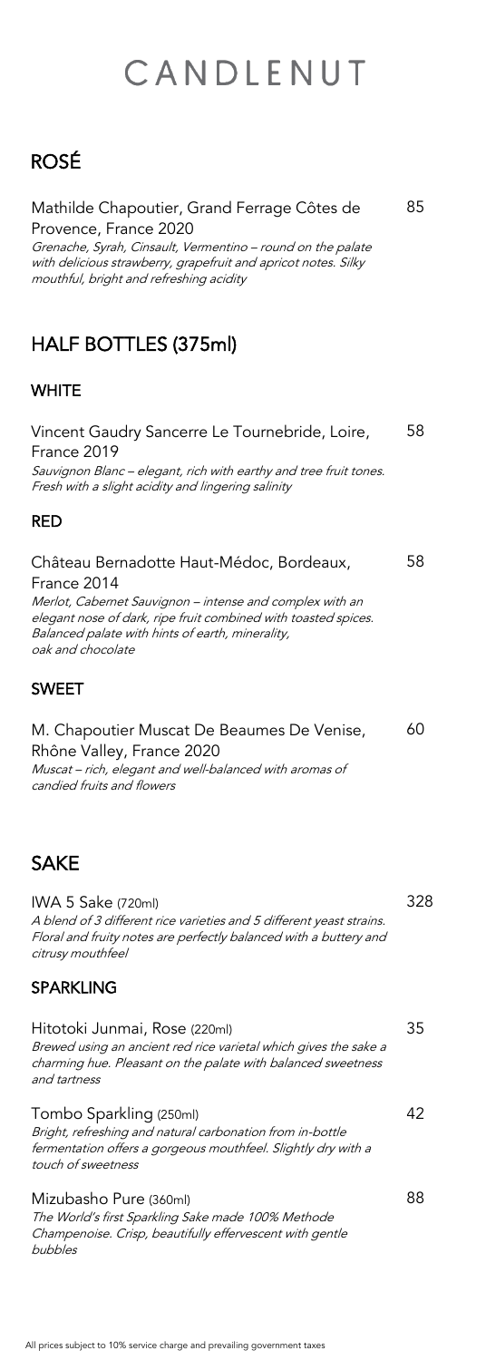# CANDLENUT

## ROSÉ

Mathilde Chapoutier, Grand Ferrage Côtes de Provence, France 2020 — 85

*Grenache, Syrah, Cinsault, Vermentino – round on the palate with delicious strawberry, grapefruit and apricot notes. Silky mouthful, bright and refreshing acidity*

## HALF BOTTLES (375ml)

### WHITE

Vincent Gaudry Sancerre Le Tournebride, Loire, France 2019 — 58

*Sauvignon Blanc – elegant, rich with earthy and tree fruit tones. Fresh with a slight acidity and lingering salinity*

### RED

Château Bernadotte Haut-Médoc, Bordeaux, France 2014 — 58

*Merlot, Cabernet Sauvignon – intense and complex with an elegant nose of dark, ripe fruit combined with toasted spices. Balanced palate with hints of earth, minerality, oak and chocolate*

### SWEET

M. Chapoutier Muscat De Beaumes De Venise, Rhône Valley, France 2020 — 60

*Muscat – rich, elegant and well-balanced with aromas of candied fruits and flowers*

## SAKE

IWA 5 Sake (720ml) — 328

*A blend of 3 different rice varieties and 5 different yeast strains. Floral and fruity notes are perfectly balanced with a buttery and citrusy mouthfeel*

### SPARKLING

Hitotoki Junmai, Rose (220ml) — 35

*Brewed using an ancient red rice varietal which gives the sake a charming hue. Pleasant on the palate with balanced sweetness and tartness*

Tombo Sparkling (250ml) — 42

*Bright, refreshing and natural carbonation from in-bottle fermentation offers a gorgeous mouthfeel. Slightly dry with a touch of sweetness*

Mizubasho Pure (360ml) — 88

*The World's first Sparkling Sake made 100% Methode Champenoise. Crisp, beautifully effervescent with gentle bubbles*

All prices subject to 10% service charge and prevailing government taxes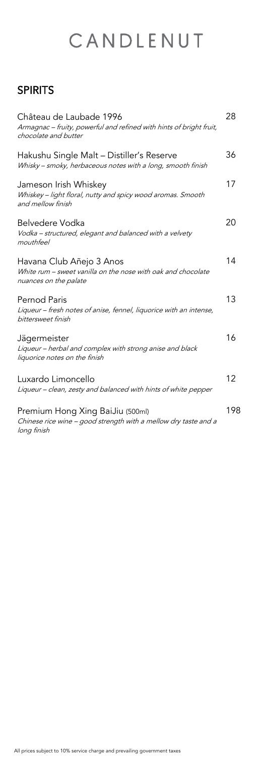# CANDLENUT

## SPIRITS

| Item | Price |
|---|---|
| Château de Laubade 1996<br>*Armagnac – fruity, powerful and refined with hints of bright fruit, chocolate and butter* | 28 |
| Hakushu Single Malt – Distiller's Reserve<br>*Whisky – smoky, herbaceous notes with a long, smooth finish* | 36 |
| Jameson Irish Whiskey<br>*Whiskey – light floral, nutty and spicy wood aromas. Smooth and mellow finish* | 17 |
| Belvedere Vodka<br>*Vodka – structured, elegant and balanced with a velvety mouthfeel* | 20 |
| Havana Club Añejo 3 Anos<br>*White rum – sweet vanilla on the nose with oak and chocolate nuances on the palate* | 14 |
| Pernod Paris<br>*Liqueur – fresh notes of anise, fennel, liquorice with an intense, bittersweet finish* | 13 |
| Jägermeister<br>*Liqueur – herbal and complex with strong anise and black liquorice notes on the finish* | 16 |
| Luxardo Limoncello<br>*Liqueur – clean, zesty and balanced with hints of white pepper* | 12 |
| Premium Hong Xing BaiJiu (500ml)<br>*Chinese rice wine – good strength with a mellow dry taste and a long finish* | 198 |

All prices subject to 10% service charge and prevailing government taxes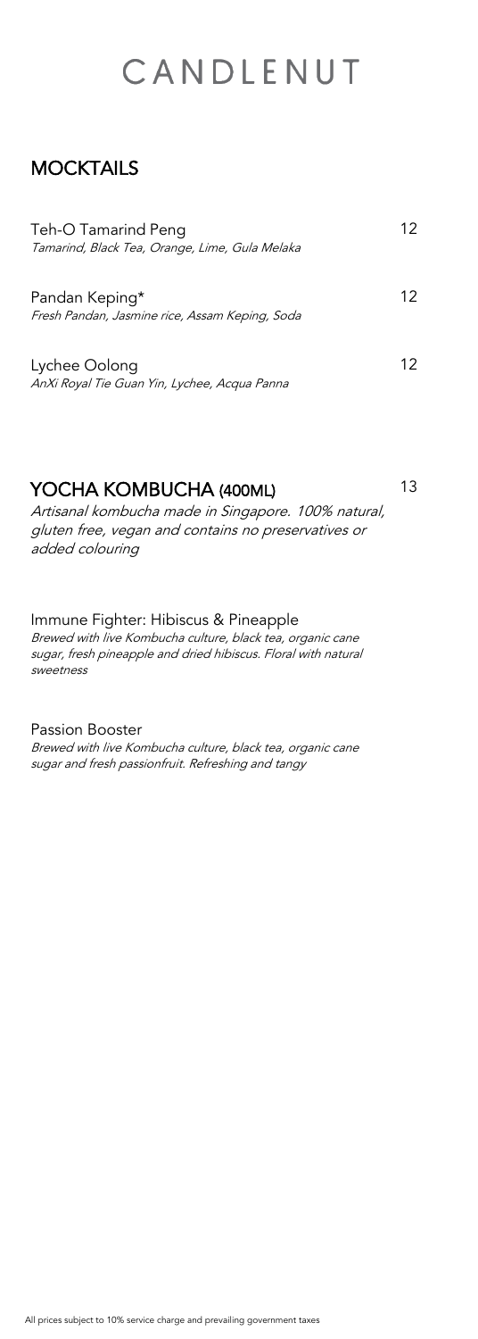# CANDLENUT

## MOCKTAILS

Teh-O Tamarind Peng 12
*Tamarind, Black Tea, Orange, Lime, Gula Melaka*

Pandan Keping* 12
*Fresh Pandan, Jasmine rice, Assam Keping, Soda*

Lychee Oolong 12
*AnXi Royal Tie Guan Yin, Lychee, Acqua Panna*

## YOCHA KOMBUCHA (400ML) 13

*Artisanal kombucha made in Singapore. 100% natural, gluten free, vegan and contains no preservatives or added colouring*

Immune Fighter: Hibiscus & Pineapple
*Brewed with live Kombucha culture, black tea, organic cane sugar, fresh pineapple and dried hibiscus. Floral with natural sweetness*

Passion Booster
*Brewed with live Kombucha culture, black tea, organic cane sugar and fresh passionfruit. Refreshing and tangy*

All prices subject to 10% service charge and prevailing government taxes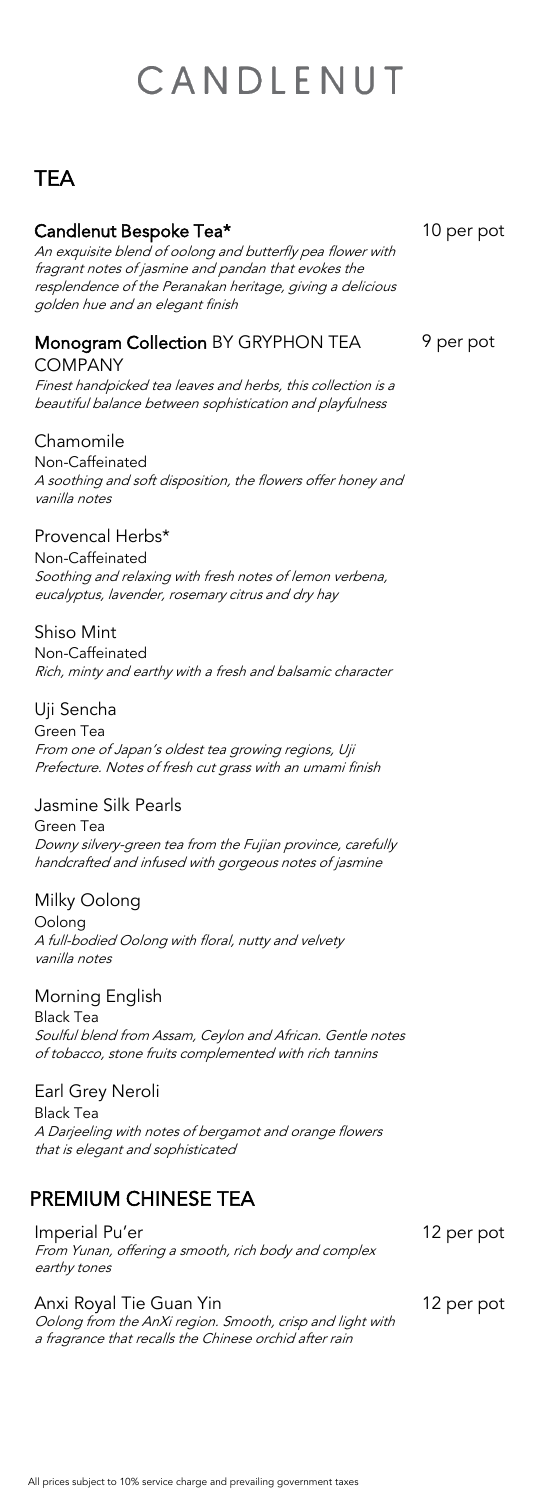# CANDLENUT

## TEA

**Candlenut Bespoke Tea*** 10 per pot
*An exquisite blend of oolong and butterfly pea flower with fragrant notes of jasmine and pandan that evokes the resplendence of the Peranakan heritage, giving a delicious golden hue and an elegant finish*

**Monogram Collection** BY GRYPHON TEA COMPANY 9 per pot
*Finest handpicked tea leaves and herbs, this collection is a beautiful balance between sophistication and playfulness*

Chamomile
Non-Caffeinated
*A soothing and soft disposition, the flowers offer honey and vanilla notes*

Provencal Herbs*
Non-Caffeinated
*Soothing and relaxing with fresh notes of lemon verbena, eucalyptus, lavender, rosemary citrus and dry hay*

Shiso Mint
Non-Caffeinated
*Rich, minty and earthy with a fresh and balsamic character*

Uji Sencha
Green Tea
*From one of Japan's oldest tea growing regions, Uji Prefecture. Notes of fresh cut grass with an umami finish*

Jasmine Silk Pearls
Green Tea
*Downy silvery-green tea from the Fujian province, carefully handcrafted and infused with gorgeous notes of jasmine*

Milky Oolong
Oolong
*A full-bodied Oolong with floral, nutty and velvety vanilla notes*

Morning English
Black Tea
*Soulful blend from Assam, Ceylon and African. Gentle notes of tobacco, stone fruits complemented with rich tannins*

Earl Grey Neroli
Black Tea
*A Darjeeling with notes of bergamot and orange flowers that is elegant and sophisticated*

## PREMIUM CHINESE TEA

Imperial Pu'er 12 per pot
*From Yunan, offering a smooth, rich body and complex earthy tones*

Anxi Royal Tie Guan Yin 12 per pot
*Oolong from the AnXi region. Smooth, crisp and light with a fragrance that recalls the Chinese orchid after rain*

All prices subject to 10% service charge and prevailing government taxes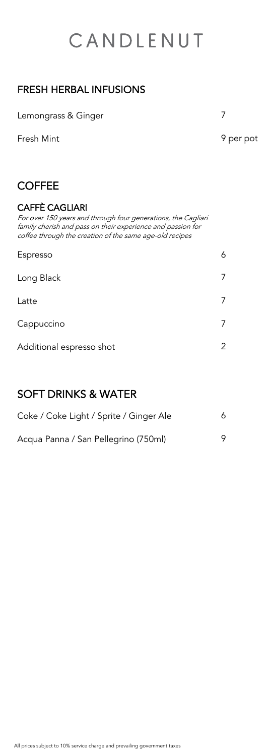# CANDLENUT

## FRESH HERBAL INFUSIONS

| | |
|---|---|
| Lemongrass & Ginger | 7 |
| Fresh Mint | 9 per pot |

## COFFEE

### CAFFÈ CAGLIARI

*For over 150 years and through four generations, the Cagliari family cherish and pass on their experience and passion for coffee through the creation of the same age-old recipes*

| | |
|---|---|
| Espresso | 6 |
| Long Black | 7 |
| Latte | 7 |
| Cappuccino | 7 |
| Additional espresso shot | 2 |

## SOFT DRINKS & WATER

| | |
|---|---|
| Coke / Coke Light / Sprite / Ginger Ale | 6 |
| Acqua Panna / San Pellegrino (750ml) | 9 |

All prices subject to 10% service charge and prevailing government taxes